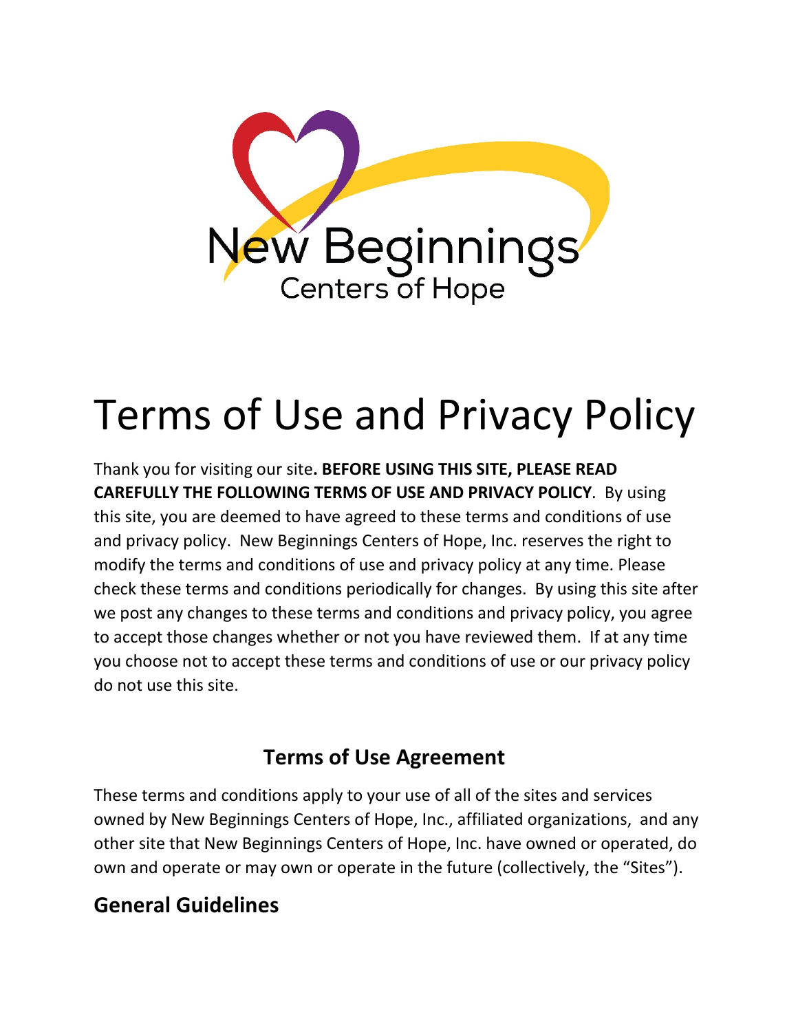# Terms of Use and Privacy Policy

Thank you for visiting our site**. BEFORE USING THIS SITE, PLEASE READ CAREFULLY THE FOLLOWING TERMS OF USE AND PRIVACY POLICY**. By using this site, you are deemed to have agreed to these terms and conditions of use and privacy policy. New Beginnings Centers of Hope, Inc. reserves the right to modify the terms and conditions of use and privacy policy at any time. Please check these terms and conditions periodically for changes. By using this site after we post any changes to these terms and conditions and privacy policy, you agree to accept those changes whether or not you have reviewed them. If at any time you choose not to accept these terms and conditions of use or our privacy policy do not use this site.

## Terms of Use Agreement

These terms and conditions apply to your use of all of the sites and services owned by New Beginnings Centers of Hope, Inc., affiliated organizations, and any other site that New Beginnings Centers of Hope, Inc. have owned or operated, do own and operate or may own or operate in the future (collectively, the "Sites").

### General Guidelines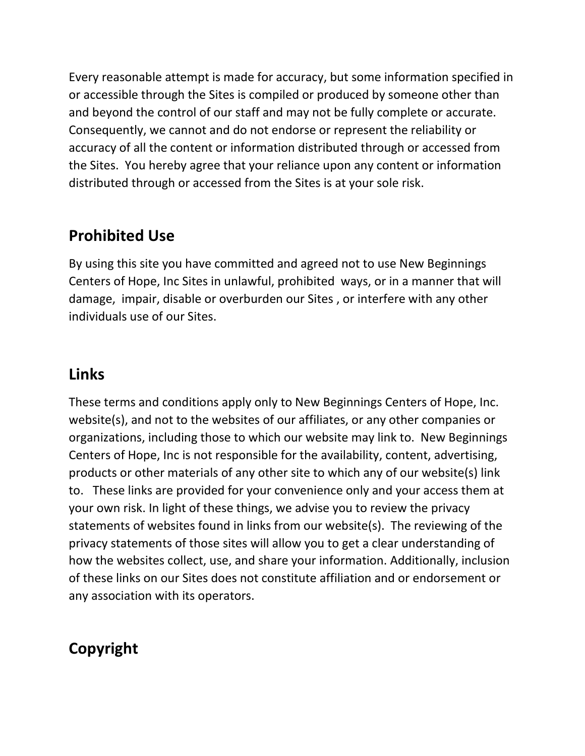Every reasonable attempt is made for accuracy, but some information specified in or accessible through the Sites is compiled or produced by someone other than and beyond the control of our staff and may not be fully complete or accurate. Consequently, we cannot and do not endorse or represent the reliability or accuracy of all the content or information distributed through or accessed from the Sites. You hereby agree that your reliance upon any content or information distributed through or accessed from the Sites is at your sole risk.

## Prohibited Use

By using this site you have committed and agreed not to use New Beginnings Centers of Hope, Inc Sites in unlawful, prohibited ways, or in a manner that will damage, impair, disable or overburden our Sites , or interfere with any other individuals use of our Sites.

## Links

These terms and conditions apply only to New Beginnings Centers of Hope, Inc. website(s), and not to the websites of our affiliates, or any other companies or organizations, including those to which our website may link to. New Beginnings Centers of Hope, Inc is not responsible for the availability, content, advertising, products or other materials of any other site to which any of our website(s) link to. These links are provided for your convenience only and your access them at your own risk. In light of these things, we advise you to review the privacy statements of websites found in links from our website(s). The reviewing of the privacy statements of those sites will allow you to get a clear understanding of how the websites collect, use, and share your information. Additionally, inclusion of these links on our Sites does not constitute affiliation and or endorsement or any association with its operators.

## Copyright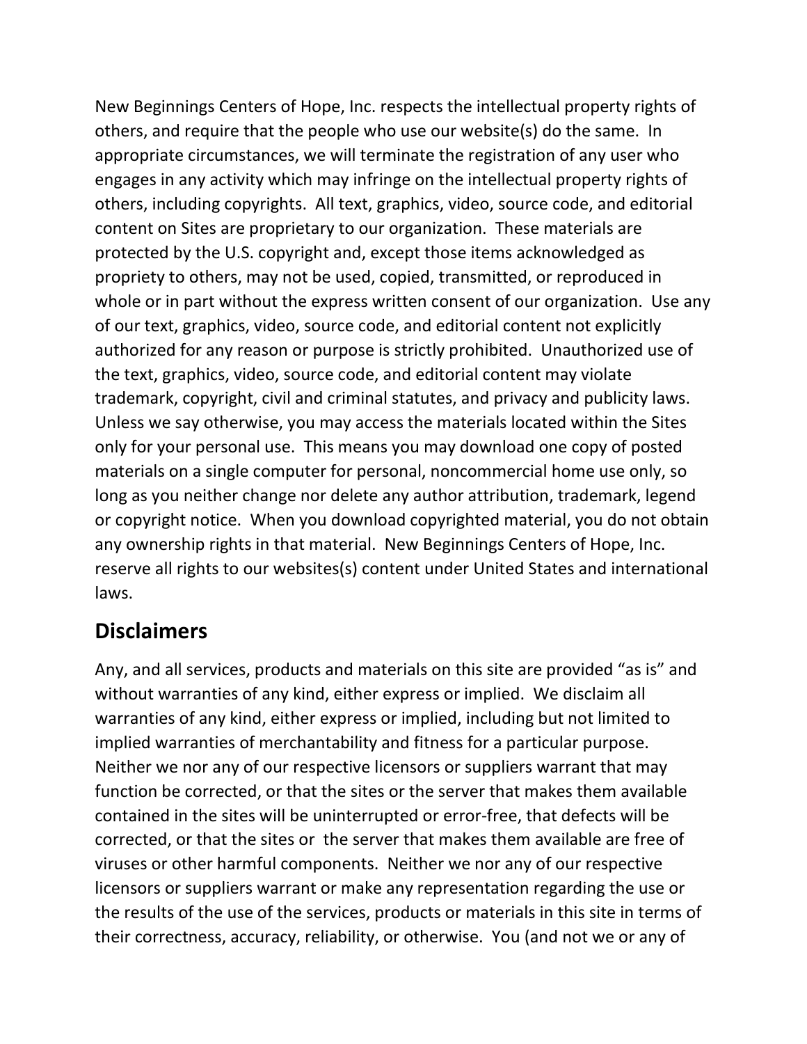New Beginnings Centers of Hope, Inc. respects the intellectual property rights of others, and require that the people who use our website(s) do the same. In appropriate circumstances, we will terminate the registration of any user who engages in any activity which may infringe on the intellectual property rights of others, including copyrights. All text, graphics, video, source code, and editorial content on Sites are proprietary to our organization. These materials are protected by the U.S. copyright and, except those items acknowledged as propriety to others, may not be used, copied, transmitted, or reproduced in whole or in part without the express written consent of our organization. Use any of our text, graphics, video, source code, and editorial content not explicitly authorized for any reason or purpose is strictly prohibited. Unauthorized use of the text, graphics, video, source code, and editorial content may violate trademark, copyright, civil and criminal statutes, and privacy and publicity laws. Unless we say otherwise, you may access the materials located within the Sites only for your personal use. This means you may download one copy of posted materials on a single computer for personal, noncommercial home use only, so long as you neither change nor delete any author attribution, trademark, legend or copyright notice. When you download copyrighted material, you do not obtain any ownership rights in that material. New Beginnings Centers of Hope, Inc. reserve all rights to our websites(s) content under United States and international laws.

## Disclaimers

Any, and all services, products and materials on this site are provided "as is" and without warranties of any kind, either express or implied. We disclaim all warranties of any kind, either express or implied, including but not limited to implied warranties of merchantability and fitness for a particular purpose. Neither we nor any of our respective licensors or suppliers warrant that may function be corrected, or that the sites or the server that makes them available contained in the sites will be uninterrupted or error-free, that defects will be corrected, or that the sites or the server that makes them available are free of viruses or other harmful components. Neither we nor any of our respective licensors or suppliers warrant or make any representation regarding the use or the results of the use of the services, products or materials in this site in terms of their correctness, accuracy, reliability, or otherwise. You (and not we or any of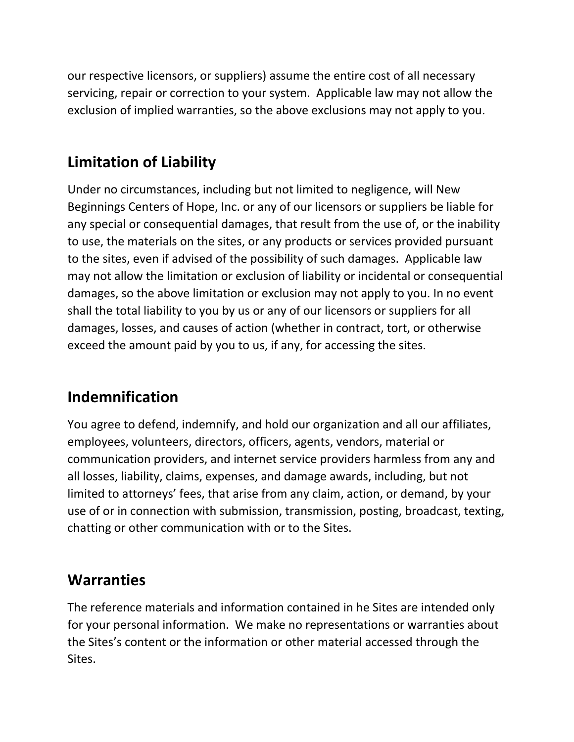our respective licensors, or suppliers) assume the entire cost of all necessary servicing, repair or correction to your system. Applicable law may not allow the exclusion of implied warranties, so the above exclusions may not apply to you.

## Limitation of Liability

Under no circumstances, including but not limited to negligence, will New Beginnings Centers of Hope, Inc. or any of our licensors or suppliers be liable for any special or consequential damages, that result from the use of, or the inability to use, the materials on the sites, or any products or services provided pursuant to the sites, even if advised of the possibility of such damages. Applicable law may not allow the limitation or exclusion of liability or incidental or consequential damages, so the above limitation or exclusion may not apply to you. In no event shall the total liability to you by us or any of our licensors or suppliers for all damages, losses, and causes of action (whether in contract, tort, or otherwise exceed the amount paid by you to us, if any, for accessing the sites.

## Indemnification

You agree to defend, indemnify, and hold our organization and all our affiliates, employees, volunteers, directors, officers, agents, vendors, material or communication providers, and internet service providers harmless from any and all losses, liability, claims, expenses, and damage awards, including, but not limited to attorneys' fees, that arise from any claim, action, or demand, by your use of or in connection with submission, transmission, posting, broadcast, texting, chatting or other communication with or to the Sites.

## Warranties

The reference materials and information contained in he Sites are intended only for your personal information. We make no representations or warranties about the Sites's content or the information or other material accessed through the Sites.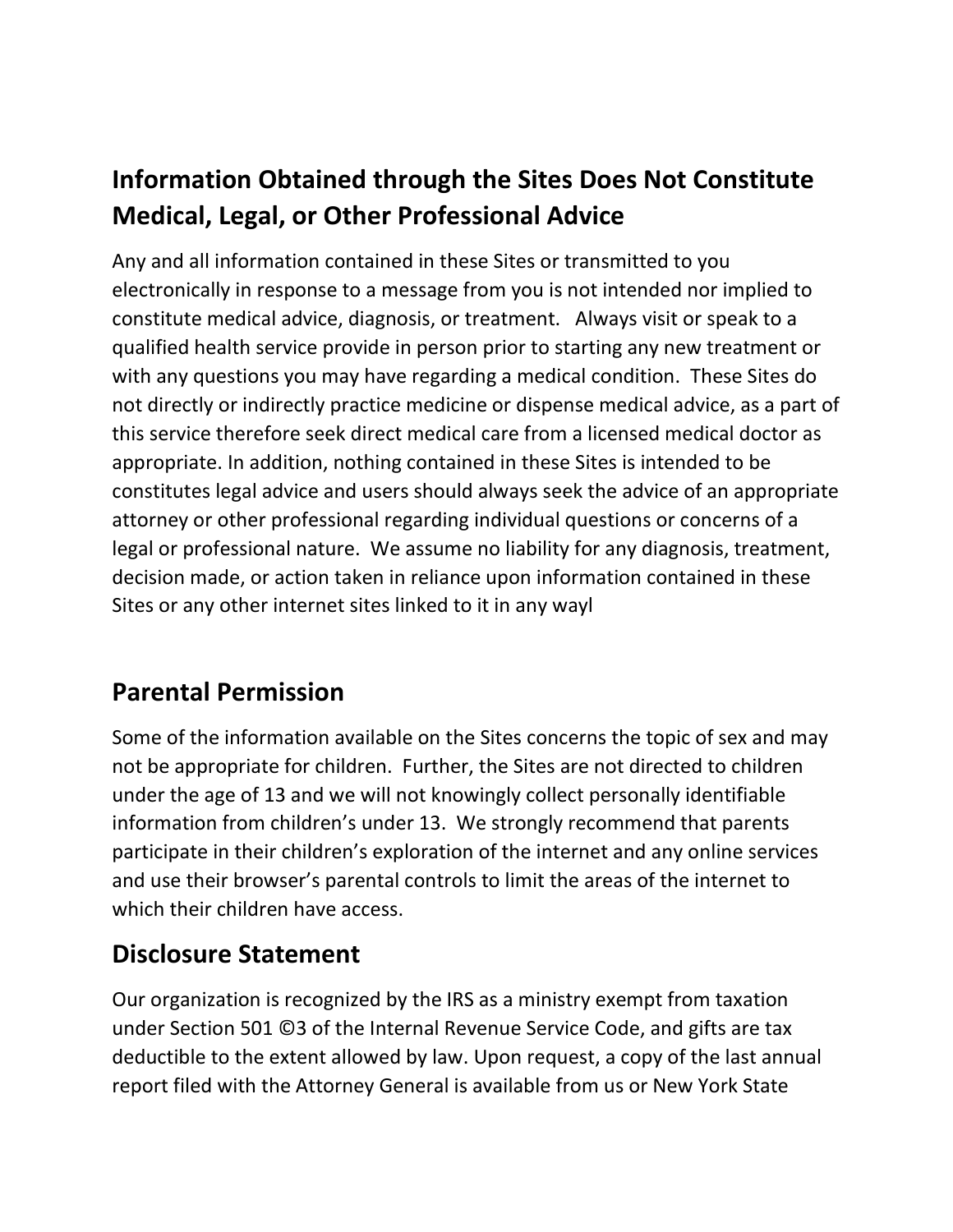## Information Obtained through the Sites Does Not Constitute Medical, Legal, or Other Professional Advice

Any and all information contained in these Sites or transmitted to you electronically in response to a message from you is not intended nor implied to constitute medical advice, diagnosis, or treatment. Always visit or speak to a qualified health service provide in person prior to starting any new treatment or with any questions you may have regarding a medical condition. These Sites do not directly or indirectly practice medicine or dispense medical advice, as a part of this service therefore seek direct medical care from a licensed medical doctor as appropriate. In addition, nothing contained in these Sites is intended to be constitutes legal advice and users should always seek the advice of an appropriate attorney or other professional regarding individual questions or concerns of a legal or professional nature. We assume no liability for any diagnosis, treatment, decision made, or action taken in reliance upon information contained in these Sites or any other internet sites linked to it in any wayl

## Parental Permission

Some of the information available on the Sites concerns the topic of sex and may not be appropriate for children. Further, the Sites are not directed to children under the age of 13 and we will not knowingly collect personally identifiable information from children's under 13. We strongly recommend that parents participate in their children's exploration of the internet and any online services and use their browser's parental controls to limit the areas of the internet to which their children have access.

## Disclosure Statement

Our organization is recognized by the IRS as a ministry exempt from taxation under Section 501 ©3 of the Internal Revenue Service Code, and gifts are tax deductible to the extent allowed by law. Upon request, a copy of the last annual report filed with the Attorney General is available from us or New York State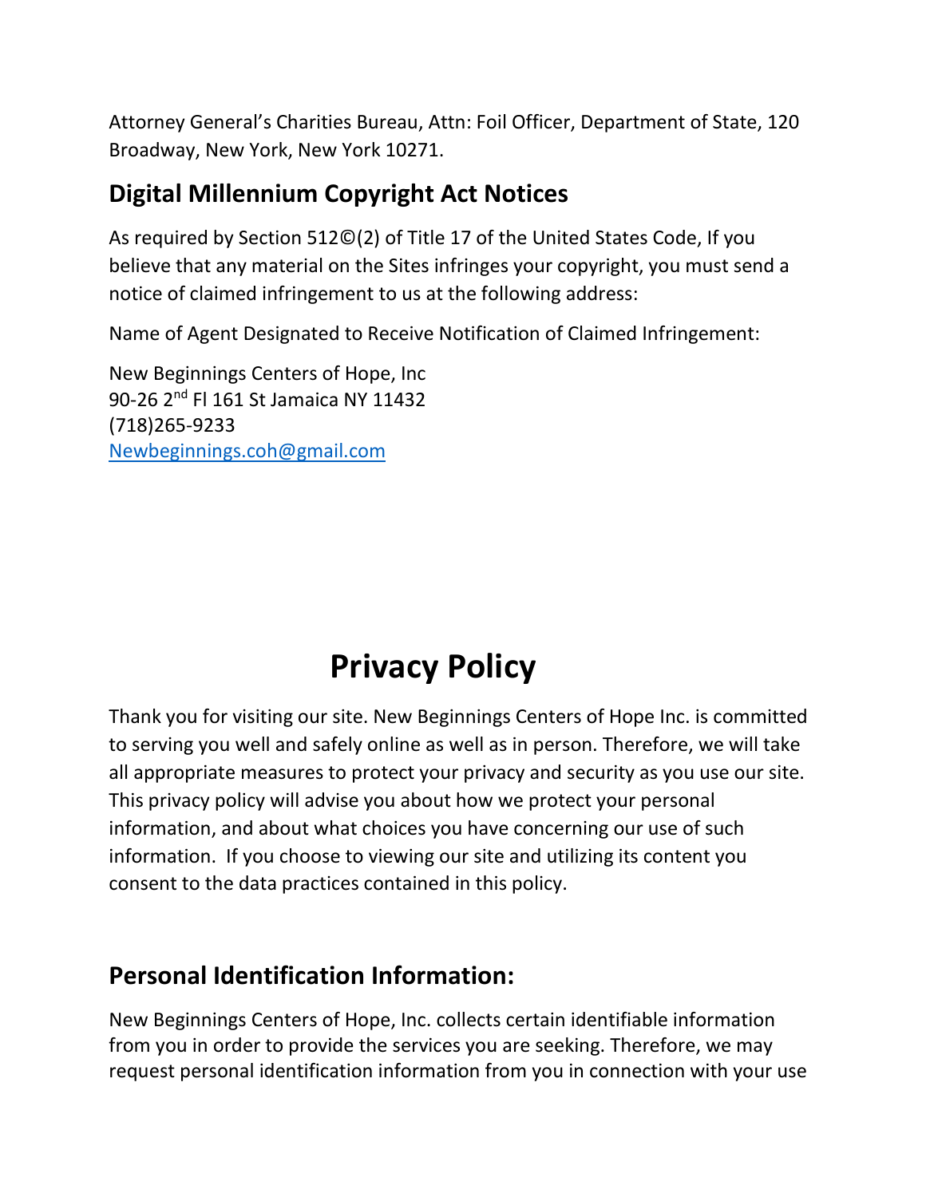Attorney General's Charities Bureau, Attn: Foil Officer, Department of State, 120 Broadway, New York, New York 10271.

## Digital Millennium Copyright Act Notices

As required by Section 512©(2) of Title 17 of the United States Code, If you believe that any material on the Sites infringes your copyright, you must send a notice of claimed infringement to us at the following address:

Name of Agent Designated to Receive Notification of Claimed Infringement:

New Beginnings Centers of Hope, Inc
90-26 2nd Fl 161 St Jamaica NY 11432
(718)265-9233
Newbeginnings.coh@gmail.com

# Privacy Policy

Thank you for visiting our site. New Beginnings Centers of Hope Inc. is committed to serving you well and safely online as well as in person. Therefore, we will take all appropriate measures to protect your privacy and security as you use our site. This privacy policy will advise you about how we protect your personal information, and about what choices you have concerning our use of such information. If you choose to viewing our site and utilizing its content you consent to the data practices contained in this policy.

## Personal Identification Information:

New Beginnings Centers of Hope, Inc. collects certain identifiable information from you in order to provide the services you are seeking. Therefore, we may request personal identification information from you in connection with your use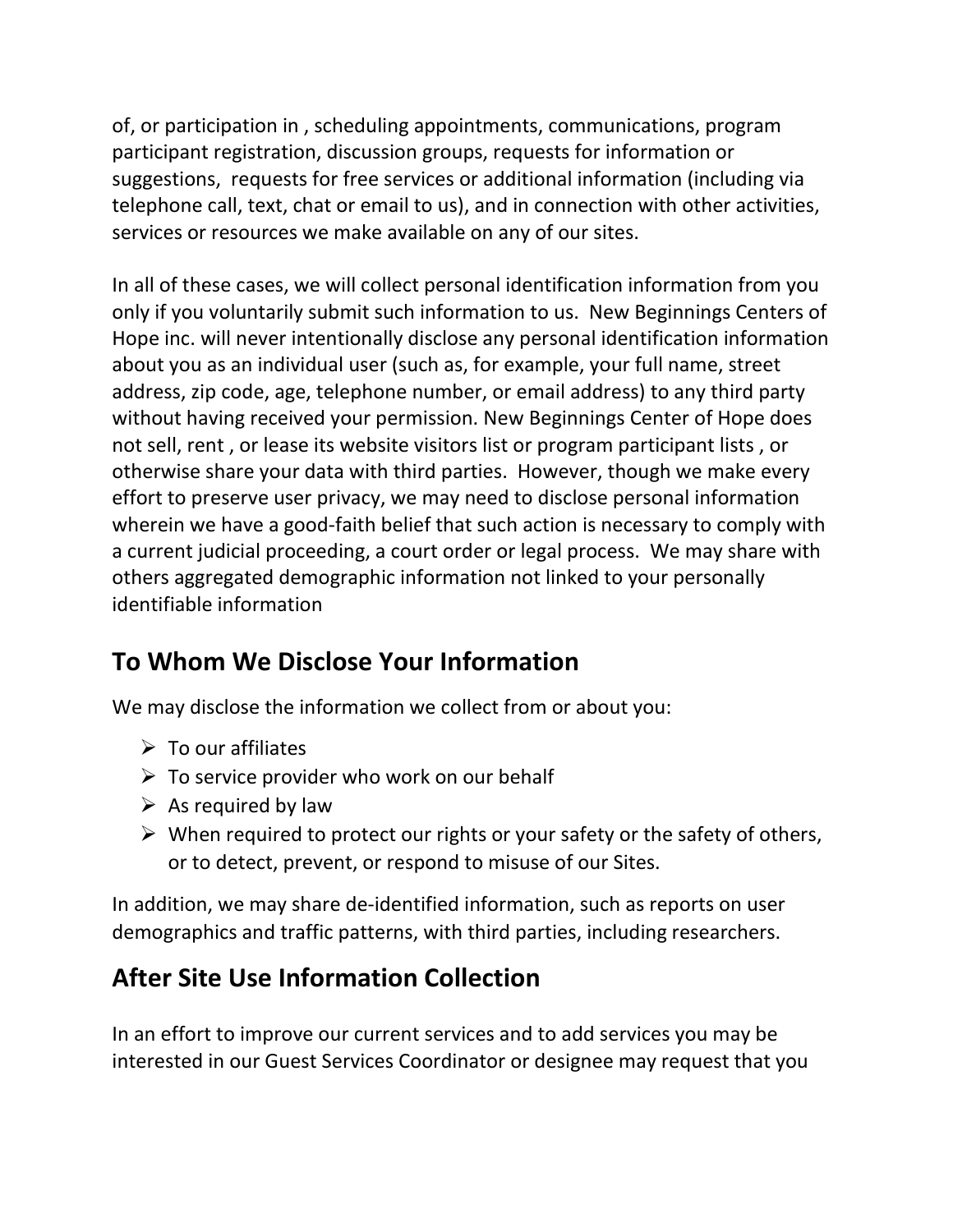of, or participation in , scheduling appointments, communications, program participant registration, discussion groups, requests for information or suggestions, requests for free services or additional information (including via telephone call, text, chat or email to us), and in connection with other activities, services or resources we make available on any of our sites.

In all of these cases, we will collect personal identification information from you only if you voluntarily submit such information to us. New Beginnings Centers of Hope inc. will never intentionally disclose any personal identification information about you as an individual user (such as, for example, your full name, street address, zip code, age, telephone number, or email address) to any third party without having received your permission. New Beginnings Center of Hope does not sell, rent , or lease its website visitors list or program participant lists , or otherwise share your data with third parties. However, though we make every effort to preserve user privacy, we may need to disclose personal information wherein we have a good-faith belief that such action is necessary to comply with a current judicial proceeding, a court order or legal process. We may share with others aggregated demographic information not linked to your personally identifiable information

## To Whom We Disclose Your Information

We may disclose the information we collect from or about you:

- To our affiliates
- To service provider who work on our behalf
- As required by law
- When required to protect our rights or your safety or the safety of others, or to detect, prevent, or respond to misuse of our Sites.

In addition, we may share de-identified information, such as reports on user demographics and traffic patterns, with third parties, including researchers.

## After Site Use Information Collection

In an effort to improve our current services and to add services you may be interested in our Guest Services Coordinator or designee may request that you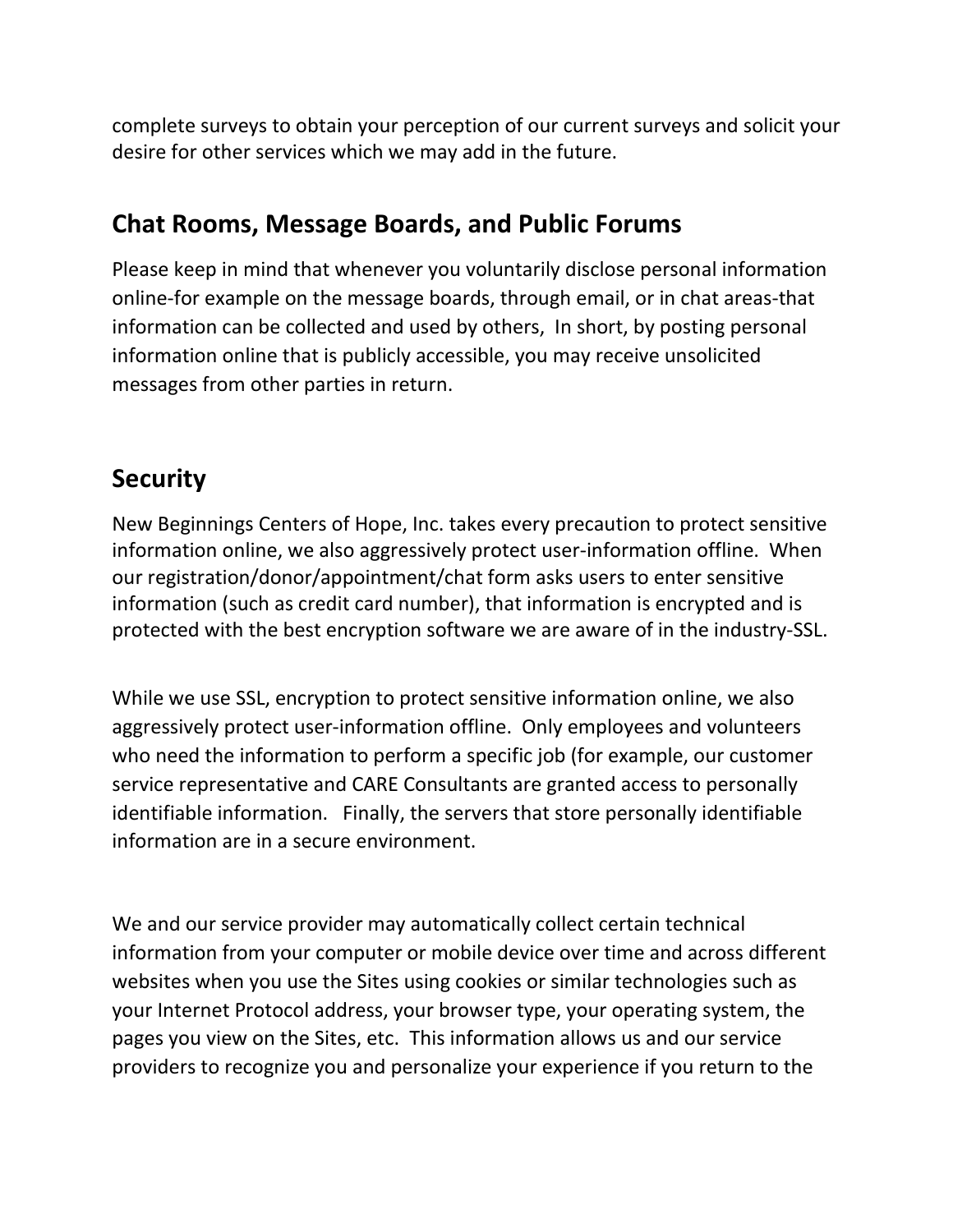complete surveys to obtain your perception of our current surveys and solicit your desire for other services which we may add in the future.

## Chat Rooms, Message Boards, and Public Forums

Please keep in mind that whenever you voluntarily disclose personal information online-for example on the message boards, through email, or in chat areas-that information can be collected and used by others, In short, by posting personal information online that is publicly accessible, you may receive unsolicited messages from other parties in return.

## Security

New Beginnings Centers of Hope, Inc. takes every precaution to protect sensitive information online, we also aggressively protect user-information offline. When our registration/donor/appointment/chat form asks users to enter sensitive information (such as credit card number), that information is encrypted and is protected with the best encryption software we are aware of in the industry-SSL.

While we use SSL, encryption to protect sensitive information online, we also aggressively protect user-information offline. Only employees and volunteers who need the information to perform a specific job (for example, our customer service representative and CARE Consultants are granted access to personally identifiable information. Finally, the servers that store personally identifiable information are in a secure environment.

We and our service provider may automatically collect certain technical information from your computer or mobile device over time and across different websites when you use the Sites using cookies or similar technologies such as your Internet Protocol address, your browser type, your operating system, the pages you view on the Sites, etc. This information allows us and our service providers to recognize you and personalize your experience if you return to the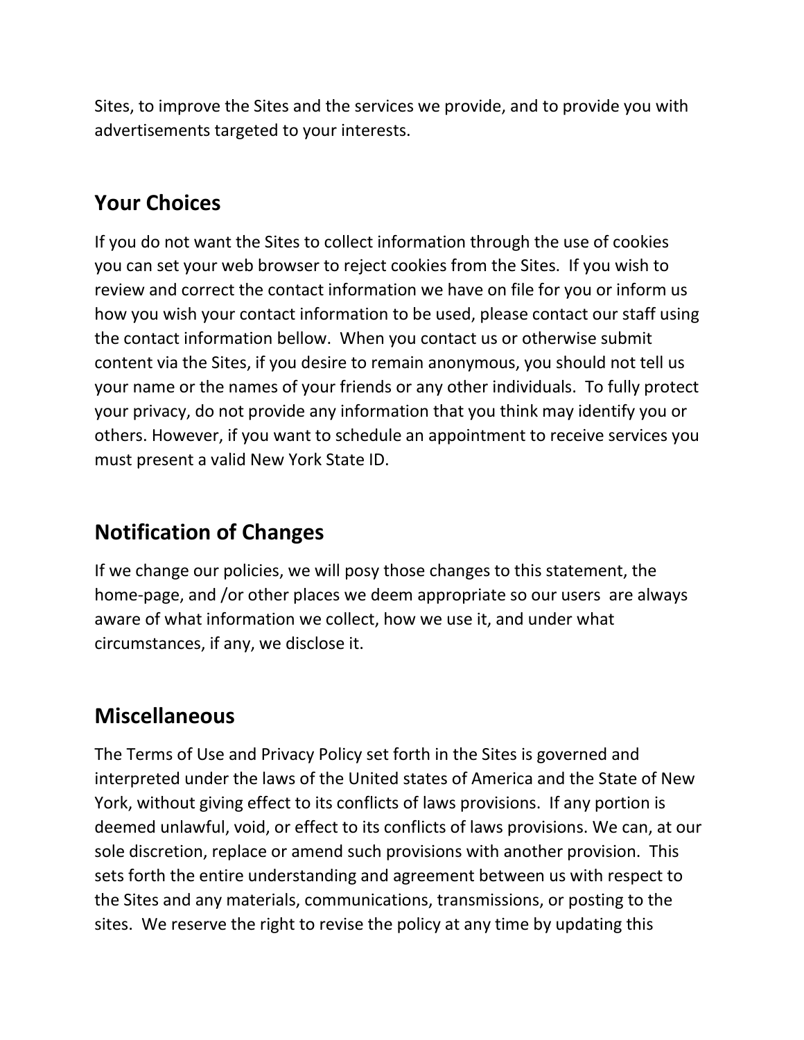Sites, to improve the Sites and the services we provide, and to provide you with advertisements targeted to your interests.

## Your Choices

If you do not want the Sites to collect information through the use of cookies you can set your web browser to reject cookies from the Sites. If you wish to review and correct the contact information we have on file for you or inform us how you wish your contact information to be used, please contact our staff using the contact information bellow. When you contact us or otherwise submit content via the Sites, if you desire to remain anonymous, you should not tell us your name or the names of your friends or any other individuals. To fully protect your privacy, do not provide any information that you think may identify you or others. However, if you want to schedule an appointment to receive services you must present a valid New York State ID.

## Notification of Changes

If we change our policies, we will posy those changes to this statement, the home-page, and /or other places we deem appropriate so our users are always aware of what information we collect, how we use it, and under what circumstances, if any, we disclose it.

## Miscellaneous

The Terms of Use and Privacy Policy set forth in the Sites is governed and interpreted under the laws of the United states of America and the State of New York, without giving effect to its conflicts of laws provisions. If any portion is deemed unlawful, void, or effect to its conflicts of laws provisions. We can, at our sole discretion, replace or amend such provisions with another provision. This sets forth the entire understanding and agreement between us with respect to the Sites and any materials, communications, transmissions, or posting to the sites. We reserve the right to revise the policy at any time by updating this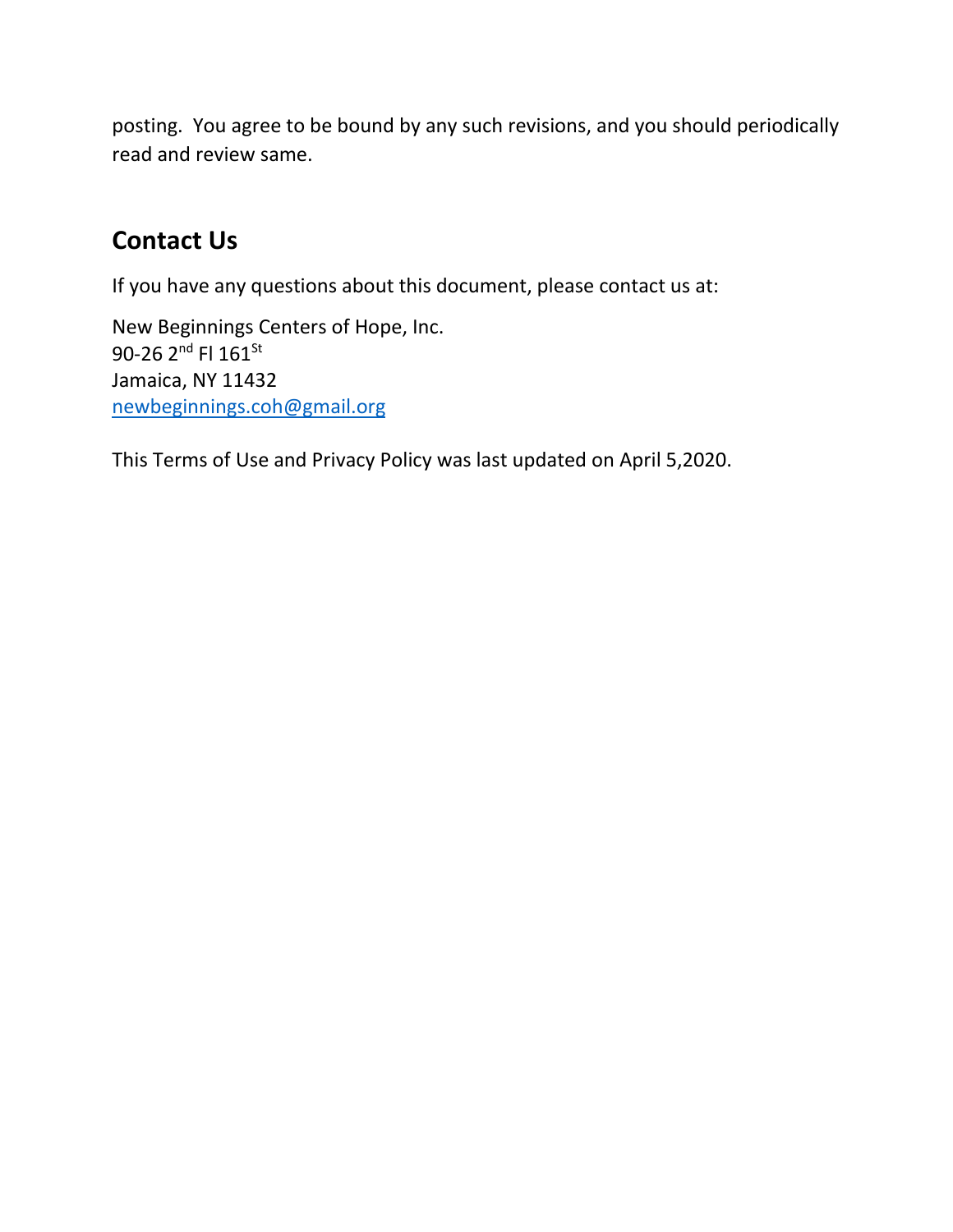posting. You agree to be bound by any such revisions, and you should periodically read and review same.

## Contact Us

If you have any questions about this document, please contact us at:

New Beginnings Centers of Hope, Inc.
90-26 2nd Fl 161St
Jamaica, NY 11432
newbeginnings.coh@gmail.org

This Terms of Use and Privacy Policy was last updated on April 5,2020.